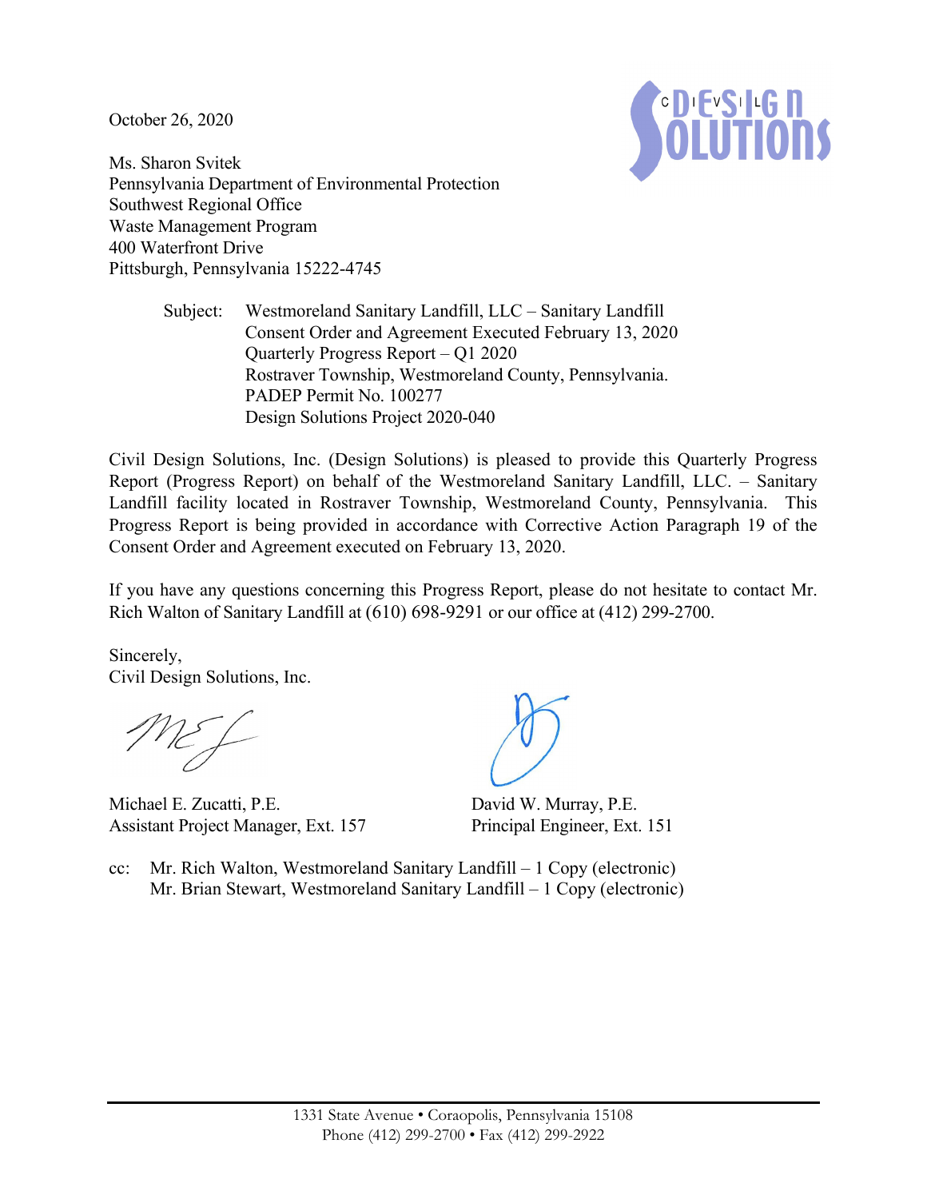October 26, 2020

Ms. Sharon Svitek
Pennsylvania Department of Environmental Protection
Southwest Regional Office
Waste Management Program
400 Waterfront Drive
Pittsburgh, Pennsylvania 15222-4745

Subject: Westmoreland Sanitary Landfill, LLC – Sanitary Landfill
Consent Order and Agreement Executed February 13, 2020
Quarterly Progress Report – Q1 2020
Rostraver Township, Westmoreland County, Pennsylvania.
PADEP Permit No. 100277
Design Solutions Project 2020-040

Civil Design Solutions, Inc. (Design Solutions) is pleased to provide this Quarterly Progress Report (Progress Report) on behalf of the Westmoreland Sanitary Landfill, LLC. – Sanitary Landfill facility located in Rostraver Township, Westmoreland County, Pennsylvania. This Progress Report is being provided in accordance with Corrective Action Paragraph 19 of the Consent Order and Agreement executed on February 13, 2020.

If you have any questions concerning this Progress Report, please do not hesitate to contact Mr. Rich Walton of Sanitary Landfill at (610) 698-9291 or our office at (412) 299-2700.

Sincerely,
Civil Design Solutions, Inc.

Michael E. Zucatti, P.E.
Assistant Project Manager, Ext. 157

David W. Murray, P.E.
Principal Engineer, Ext. 151

cc: Mr. Rich Walton, Westmoreland Sanitary Landfill – 1 Copy (electronic)
Mr. Brian Stewart, Westmoreland Sanitary Landfill – 1 Copy (electronic)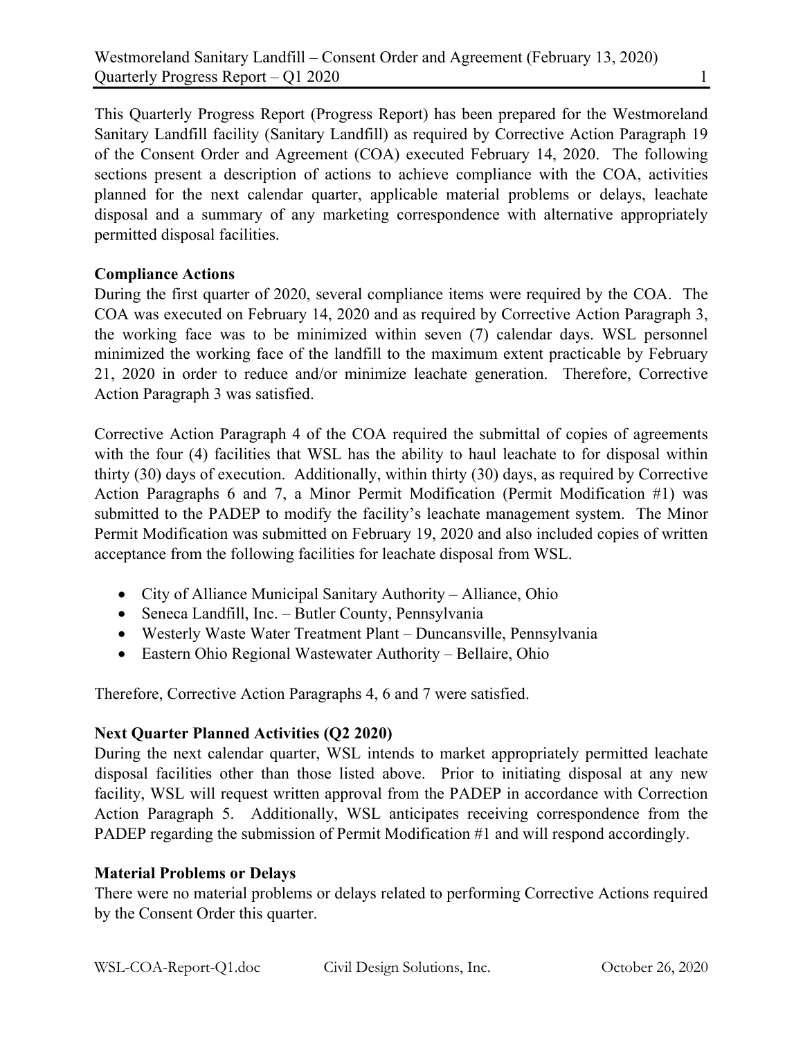This Quarterly Progress Report (Progress Report) has been prepared for the Westmoreland Sanitary Landfill facility (Sanitary Landfill) as required by Corrective Action Paragraph 19 of the Consent Order and Agreement (COA) executed February 14, 2020. The following sections present a description of actions to achieve compliance with the COA, activities planned for the next calendar quarter, applicable material problems or delays, leachate disposal and a summary of any marketing correspondence with alternative appropriately permitted disposal facilities.

**Compliance Actions**

During the first quarter of 2020, several compliance items were required by the COA. The COA was executed on February 14, 2020 and as required by Corrective Action Paragraph 3, the working face was to be minimized within seven (7) calendar days. WSL personnel minimized the working face of the landfill to the maximum extent practicable by February 21, 2020 in order to reduce and/or minimize leachate generation. Therefore, Corrective Action Paragraph 3 was satisfied.

Corrective Action Paragraph 4 of the COA required the submittal of copies of agreements with the four (4) facilities that WSL has the ability to haul leachate to for disposal within thirty (30) days of execution. Additionally, within thirty (30) days, as required by Corrective Action Paragraphs 6 and 7, a Minor Permit Modification (Permit Modification #1) was submitted to the PADEP to modify the facility's leachate management system. The Minor Permit Modification was submitted on February 19, 2020 and also included copies of written acceptance from the following facilities for leachate disposal from WSL.

- City of Alliance Municipal Sanitary Authority – Alliance, Ohio
- Seneca Landfill, Inc. – Butler County, Pennsylvania
- Westerly Waste Water Treatment Plant – Duncansville, Pennsylvania
- Eastern Ohio Regional Wastewater Authority – Bellaire, Ohio

Therefore, Corrective Action Paragraphs 4, 6 and 7 were satisfied.

**Next Quarter Planned Activities (Q2 2020)**

During the next calendar quarter, WSL intends to market appropriately permitted leachate disposal facilities other than those listed above. Prior to initiating disposal at any new facility, WSL will request written approval from the PADEP in accordance with Correction Action Paragraph 5. Additionally, WSL anticipates receiving correspondence from the PADEP regarding the submission of Permit Modification #1 and will respond accordingly.

**Material Problems or Delays**

There were no material problems or delays related to performing Corrective Actions required by the Consent Order this quarter.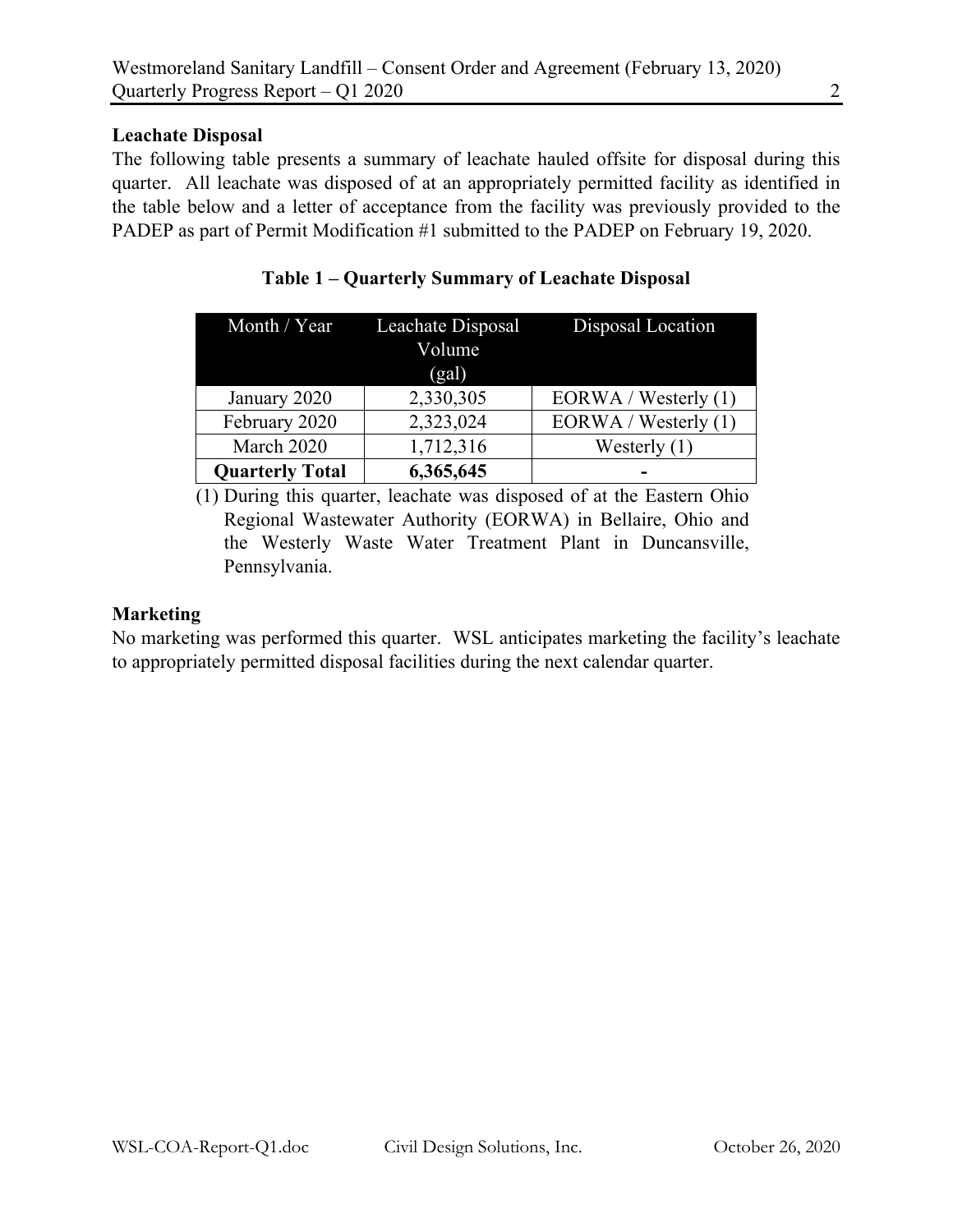## Leachate Disposal

The following table presents a summary of leachate hauled offsite for disposal during this quarter. All leachate was disposed of at an appropriately permitted facility as identified in the table below and a letter of acceptance from the facility was previously provided to the PADEP as part of Permit Modification #1 submitted to the PADEP on February 19, 2020.

**Table 1 – Quarterly Summary of Leachate Disposal**

| Month / Year | Leachate Disposal Volume (gal) | Disposal Location |
|---|---|---|
| January 2020 | 2,330,305 | EORWA / Westerly (1) |
| February 2020 | 2,323,024 | EORWA / Westerly (1) |
| March 2020 | 1,712,316 | Westerly (1) |
| **Quarterly Total** | **6,365,645** | **-** |

(1) During this quarter, leachate was disposed of at the Eastern Ohio Regional Wastewater Authority (EORWA) in Bellaire, Ohio and the Westerly Waste Water Treatment Plant in Duncansville, Pennsylvania.

## Marketing

No marketing was performed this quarter. WSL anticipates marketing the facility's leachate to appropriately permitted disposal facilities during the next calendar quarter.